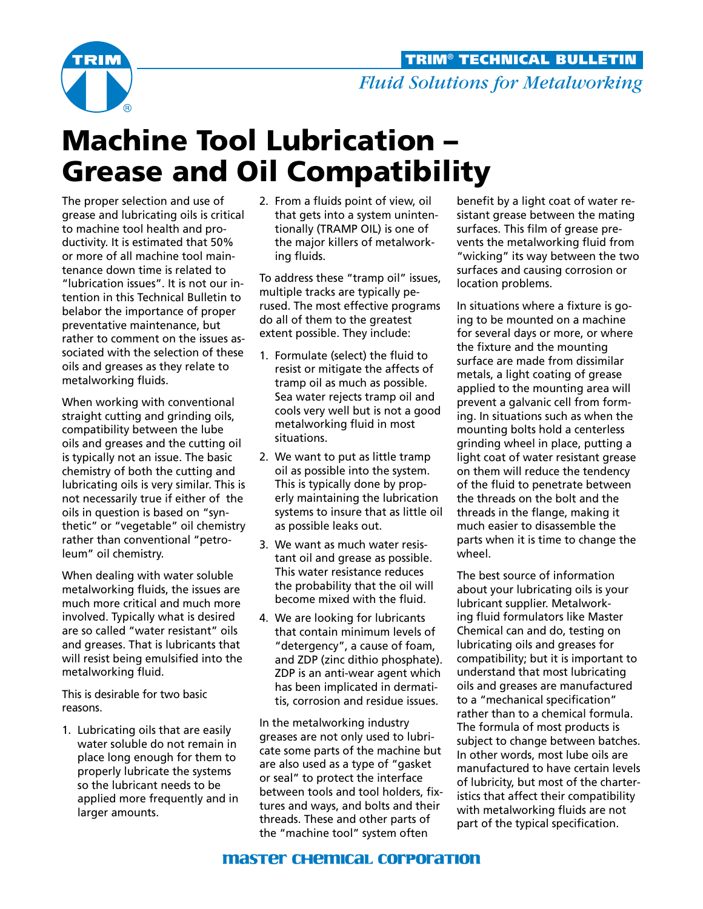TRIM® TECHNICAL BULLETIN

*Fluid Solutions for Metalworking*

# Machine Tool Lubrication – Grease and Oil Compatibility

The proper selection and use of grease and lubricating oils is critical to machine tool health and productivity. It is estimated that 50% or more of all machine tool maintenance down time is related to "lubrication issues". It is not our intention in this Technical Bulletin to belabor the importance of proper preventative maintenance, but rather to comment on the issues associated with the selection of these oils and greases as they relate to metalworking fluids.

When working with conventional straight cutting and grinding oils, compatibility between the lube oils and greases and the cutting oil is typically not an issue. The basic chemistry of both the cutting and lubricating oils is very similar. This is not necessarily true if either of the oils in question is based on "synthetic" or "vegetable" oil chemistry rather than conventional "petroleum" oil chemistry.

When dealing with water soluble metalworking fluids, the issues are much more critical and much more involved. Typically what is desired are so called "water resistant" oils and greases. That is lubricants that will resist being emulsified into the metalworking fluid.

This is desirable for two basic reasons.

1. Lubricating oils that are easily water soluble do not remain in place long enough for them to properly lubricate the systems so the lubricant needs to be applied more frequently and in larger amounts.
2. From a fluids point of view, oil that gets into a system unintentionally (TRAMP OIL) is one of the major killers of metalworking fluids.

To address these "tramp oil" issues, multiple tracks are typically perused. The most effective programs do all of them to the greatest extent possible. They include:

1. Formulate (select) the fluid to resist or mitigate the affects of tramp oil as much as possible. Sea water rejects tramp oil and cools very well but is not a good metalworking fluid in most situations.
2. We want to put as little tramp oil as possible into the system. This is typically done by properly maintaining the lubrication systems to insure that as little oil as possible leaks out.
3. We want as much water resistant oil and grease as possible. This water resistance reduces the probability that the oil will become mixed with the fluid.
4. We are looking for lubricants that contain minimum levels of "detergency", a cause of foam, and ZDP (zinc dithio phosphate). ZDP is an anti-wear agent which has been implicated in dermatitis, corrosion and residue issues.

In the metalworking industry greases are not only used to lubricate some parts of the machine but are also used as a type of "gasket or seal" to protect the interface between tools and tool holders, fixtures and ways, and bolts and their threads. These and other parts of the "machine tool" system often benefit by a light coat of water resistant grease between the mating surfaces. This film of grease prevents the metalworking fluid from "wicking" its way between the two surfaces and causing corrosion or location problems.

In situations where a fixture is going to be mounted on a machine for several days or more, or where the fixture and the mounting surface are made from dissimilar metals, a light coating of grease applied to the mounting area will prevent a galvanic cell from forming. In situations such as when the mounting bolts hold a centerless grinding wheel in place, putting a light coat of water resistant grease on them will reduce the tendency of the fluid to penetrate between the threads on the bolt and the threads in the flange, making it much easier to disassemble the parts when it is time to change the wheel.

The best source of information about your lubricating oils is your lubricant supplier. Metalworking fluid formulators like Master Chemical can and do, testing on lubricating oils and greases for compatibility; but it is important to understand that most lubricating oils and greases are manufactured to a "mechanical specification" rather than to a chemical formula. The formula of most products is subject to change between batches. In other words, most lube oils are manufactured to have certain levels of lubricity, but most of the charteristics that affect their compatibility with metalworking fluids are not part of the typical specification.

MASTER CHEMICAL CORPORATION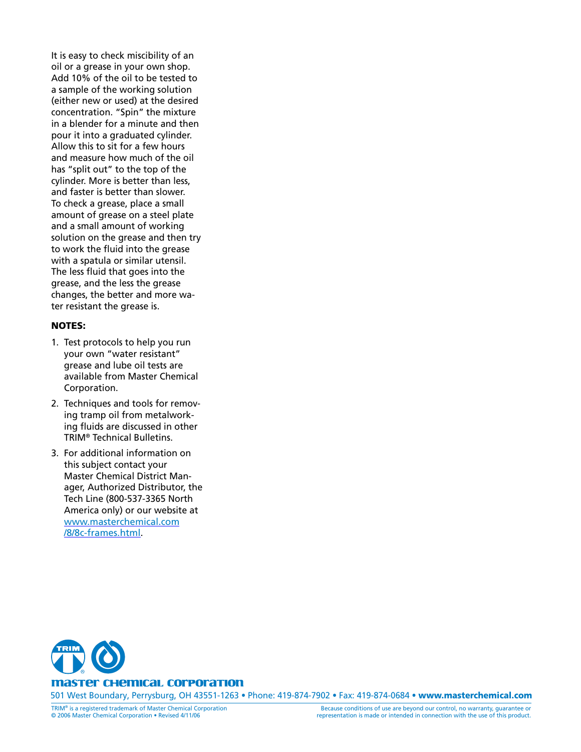It is easy to check miscibility of an oil or a grease in your own shop. Add 10% of the oil to be tested to a sample of the working solution (either new or used) at the desired concentration. "Spin" the mixture in a blender for a minute and then pour it into a graduated cylinder. Allow this to sit for a few hours and measure how much of the oil has "split out" to the top of the cylinder. More is better than less, and faster is better than slower. To check a grease, place a small amount of grease on a steel plate and a small amount of working solution on the grease and then try to work the fluid into the grease with a spatula or similar utensil. The less fluid that goes into the grease, and the less the grease changes, the better and more water resistant the grease is.

**NOTES:**

1. Test protocols to help you run your own "water resistant" grease and lube oil tests are available from Master Chemical Corporation.
2. Techniques and tools for removing tramp oil from metalworking fluids are discussed in other TRIM® Technical Bulletins.
3. For additional information on this subject contact your Master Chemical District Manager, Authorized Distributor, the Tech Line (800-537-3365 North America only) or our website at www.masterchemical.com/8/8c-frames.html.

**master chemical corporation**

501 West Boundary, Perrysburg, OH 43551-1263 • Phone: 419-874-7902 • Fax: 419-874-0684 • **www.masterchemical.com**

TRIM® is a registered trademark of Master Chemical Corporation
© 2006 Master Chemical Corporation • Revised 4/11/06

Because conditions of use are beyond our control, no warranty, guarantee or representation is made or intended in connection with the use of this product.